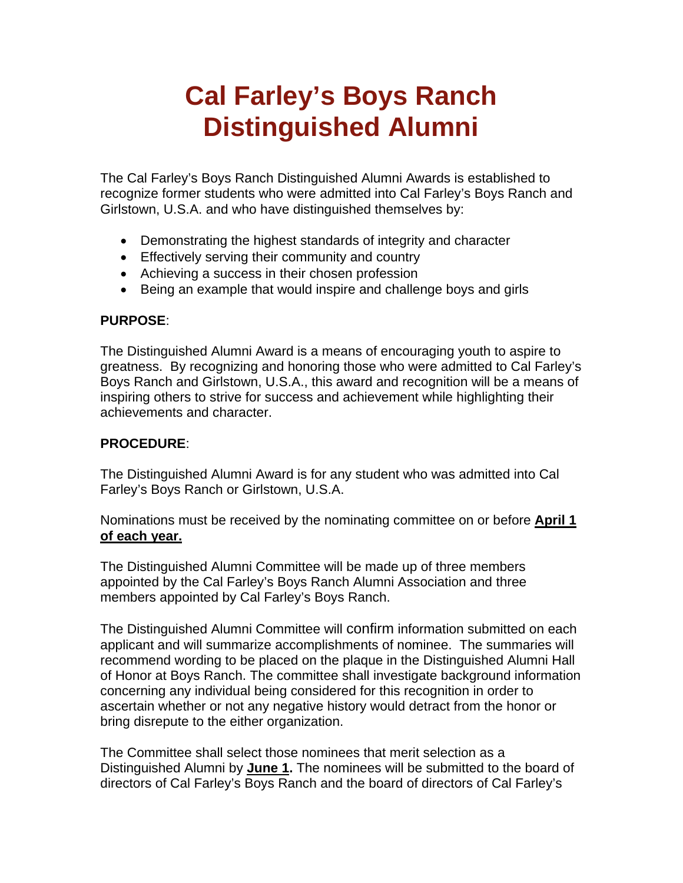# Cal Farley's Boys Ranch Distinguished Alumni

The Cal Farley's Boys Ranch Distinguished Alumni Awards is established to recognize former students who were admitted into Cal Farley's Boys Ranch and Girlstown, U.S.A. and who have distinguished themselves by:

- Demonstrating the highest standards of integrity and character
- Effectively serving their community and country
- Achieving a success in their chosen profession
- Being an example that would inspire and challenge boys and girls

**PURPOSE**:

The Distinguished Alumni Award is a means of encouraging youth to aspire to greatness. By recognizing and honoring those who were admitted to Cal Farley's Boys Ranch and Girlstown, U.S.A., this award and recognition will be a means of inspiring others to strive for success and achievement while highlighting their achievements and character.

**PROCEDURE**:

The Distinguished Alumni Award is for any student who was admitted into Cal Farley's Boys Ranch or Girlstown, U.S.A.

Nominations must be received by the nominating committee on or before **<u>April 1 of each year.</u>**

The Distinguished Alumni Committee will be made up of three members appointed by the Cal Farley's Boys Ranch Alumni Association and three members appointed by Cal Farley's Boys Ranch.

The Distinguished Alumni Committee will confirm information submitted on each applicant and will summarize accomplishments of nominee. The summaries will recommend wording to be placed on the plaque in the Distinguished Alumni Hall of Honor at Boys Ranch. The committee shall investigate background information concerning any individual being considered for this recognition in order to ascertain whether or not any negative history would detract from the honor or bring disrepute to the either organization.

The Committee shall select those nominees that merit selection as a Distinguished Alumni by **<u>June 1</u>.** The nominees will be submitted to the board of directors of Cal Farley's Boys Ranch and the board of directors of Cal Farley's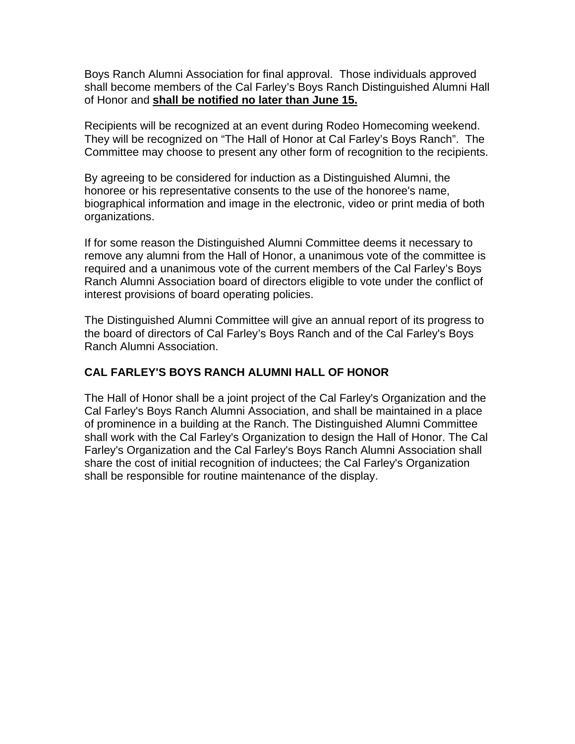Boys Ranch Alumni Association for final approval. Those individuals approved shall become members of the Cal Farley's Boys Ranch Distinguished Alumni Hall of Honor and **shall be notified no later than June 15.**

Recipients will be recognized at an event during Rodeo Homecoming weekend. They will be recognized on "The Hall of Honor at Cal Farley's Boys Ranch". The Committee may choose to present any other form of recognition to the recipients.

By agreeing to be considered for induction as a Distinguished Alumni, the honoree or his representative consents to the use of the honoree's name, biographical information and image in the electronic, video or print media of both organizations.

If for some reason the Distinguished Alumni Committee deems it necessary to remove any alumni from the Hall of Honor, a unanimous vote of the committee is required and a unanimous vote of the current members of the Cal Farley's Boys Ranch Alumni Association board of directors eligible to vote under the conflict of interest provisions of board operating policies.

The Distinguished Alumni Committee will give an annual report of its progress to the board of directors of Cal Farley's Boys Ranch and of the Cal Farley's Boys Ranch Alumni Association.

## CAL FARLEY'S BOYS RANCH ALUMNI HALL OF HONOR

The Hall of Honor shall be a joint project of the Cal Farley's Organization and the Cal Farley's Boys Ranch Alumni Association, and shall be maintained in a place of prominence in a building at the Ranch. The Distinguished Alumni Committee shall work with the Cal Farley's Organization to design the Hall of Honor. The Cal Farley's Organization and the Cal Farley's Boys Ranch Alumni Association shall share the cost of initial recognition of inductees; the Cal Farley's Organization shall be responsible for routine maintenance of the display.